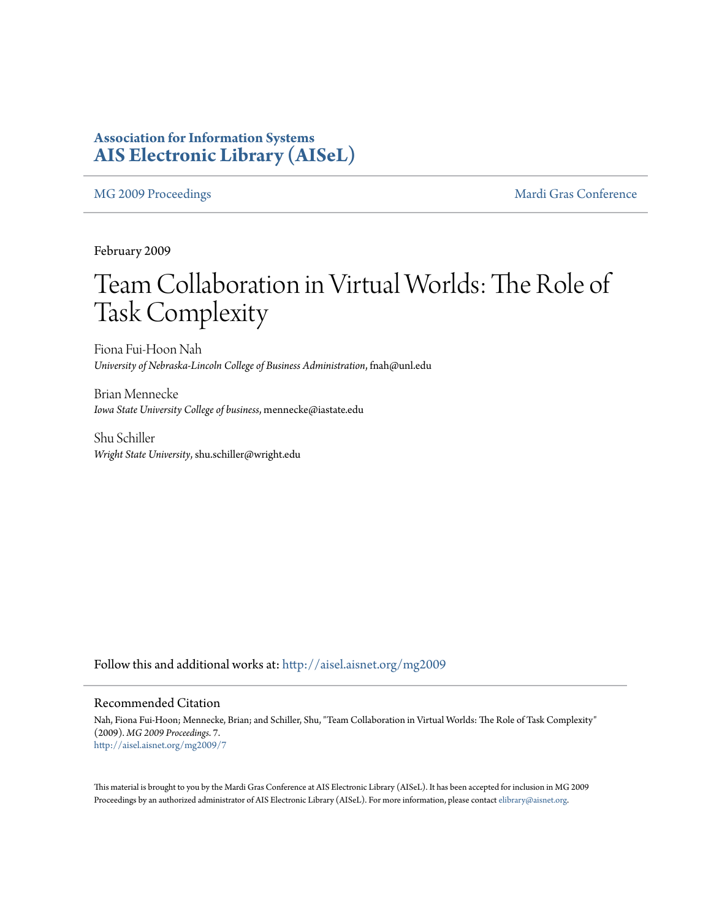**Association for Information Systems**
**AIS Electronic Library (AISeL)**

MG 2009 Proceedings | Mardi Gras Conference

February 2009

# Team Collaboration in Virtual Worlds: The Role of Task Complexity

Fiona Fui-Hoon Nah
*University of Nebraska-Lincoln College of Business Administration*, fnah@unl.edu

Brian Mennecke
*Iowa State University College of business*, mennecke@iastate.edu

Shu Schiller
*Wright State University*, shu.schiller@wright.edu

Follow this and additional works at: http://aisel.aisnet.org/mg2009

## Recommended Citation

Nah, Fiona Fui-Hoon; Mennecke, Brian; and Schiller, Shu, "Team Collaboration in Virtual Worlds: The Role of Task Complexity" (2009). *MG 2009 Proceedings*. 7.
http://aisel.aisnet.org/mg2009/7

This material is brought to you by the Mardi Gras Conference at AIS Electronic Library (AISeL). It has been accepted for inclusion in MG 2009 Proceedings by an authorized administrator of AIS Electronic Library (AISeL). For more information, please contact elibrary@aisnet.org.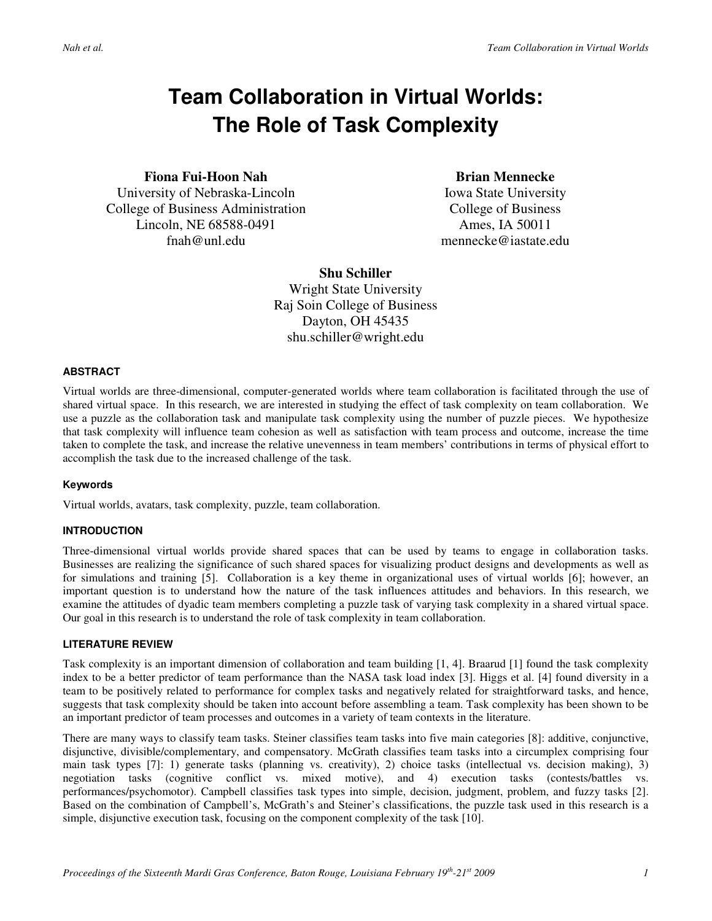# Team Collaboration in Virtual Worlds: The Role of Task Complexity

**Fiona Fui-Hoon Nah**
University of Nebraska-Lincoln
College of Business Administration
Lincoln, NE 68588-0491
fnah@unl.edu

**Brian Mennecke**
Iowa State University
College of Business
Ames, IA 50011
mennecke@iastate.edu

**Shu Schiller**
Wright State University
Raj Soin College of Business
Dayton, OH 45435
shu.schiller@wright.edu

#### ABSTRACT

Virtual worlds are three-dimensional, computer-generated worlds where team collaboration is facilitated through the use of shared virtual space. In this research, we are interested in studying the effect of task complexity on team collaboration. We use a puzzle as the collaboration task and manipulate task complexity using the number of puzzle pieces. We hypothesize that task complexity will influence team cohesion as well as satisfaction with team process and outcome, increase the time taken to complete the task, and increase the relative unevenness in team members' contributions in terms of physical effort to accomplish the task due to the increased challenge of the task.

#### Keywords

Virtual worlds, avatars, task complexity, puzzle, team collaboration.

#### INTRODUCTION

Three-dimensional virtual worlds provide shared spaces that can be used by teams to engage in collaboration tasks. Businesses are realizing the significance of such shared spaces for visualizing product designs and developments as well as for simulations and training [5]. Collaboration is a key theme in organizational uses of virtual worlds [6]; however, an important question is to understand how the nature of the task influences attitudes and behaviors. In this research, we examine the attitudes of dyadic team members completing a puzzle task of varying task complexity in a shared virtual space. Our goal in this research is to understand the role of task complexity in team collaboration.

#### LITERATURE REVIEW

Task complexity is an important dimension of collaboration and team building [1, 4]. Braarud [1] found the task complexity index to be a better predictor of team performance than the NASA task load index [3]. Higgs et al. [4] found diversity in a team to be positively related to performance for complex tasks and negatively related for straightforward tasks, and hence, suggests that task complexity should be taken into account before assembling a team. Task complexity has been shown to be an important predictor of team processes and outcomes in a variety of team contexts in the literature.

There are many ways to classify team tasks. Steiner classifies team tasks into five main categories [8]: additive, conjunctive, disjunctive, divisible/complementary, and compensatory. McGrath classifies team tasks into a circumplex comprising four main task types [7]: 1) generate tasks (planning vs. creativity), 2) choice tasks (intellectual vs. decision making), 3) negotiation tasks (cognitive conflict vs. mixed motive), and 4) execution tasks (contests/battles vs. performances/psychomotor). Campbell classifies task types into simple, decision, judgment, problem, and fuzzy tasks [2]. Based on the combination of Campbell's, McGrath's and Steiner's classifications, the puzzle task used in this research is a simple, disjunctive execution task, focusing on the component complexity of the task [10].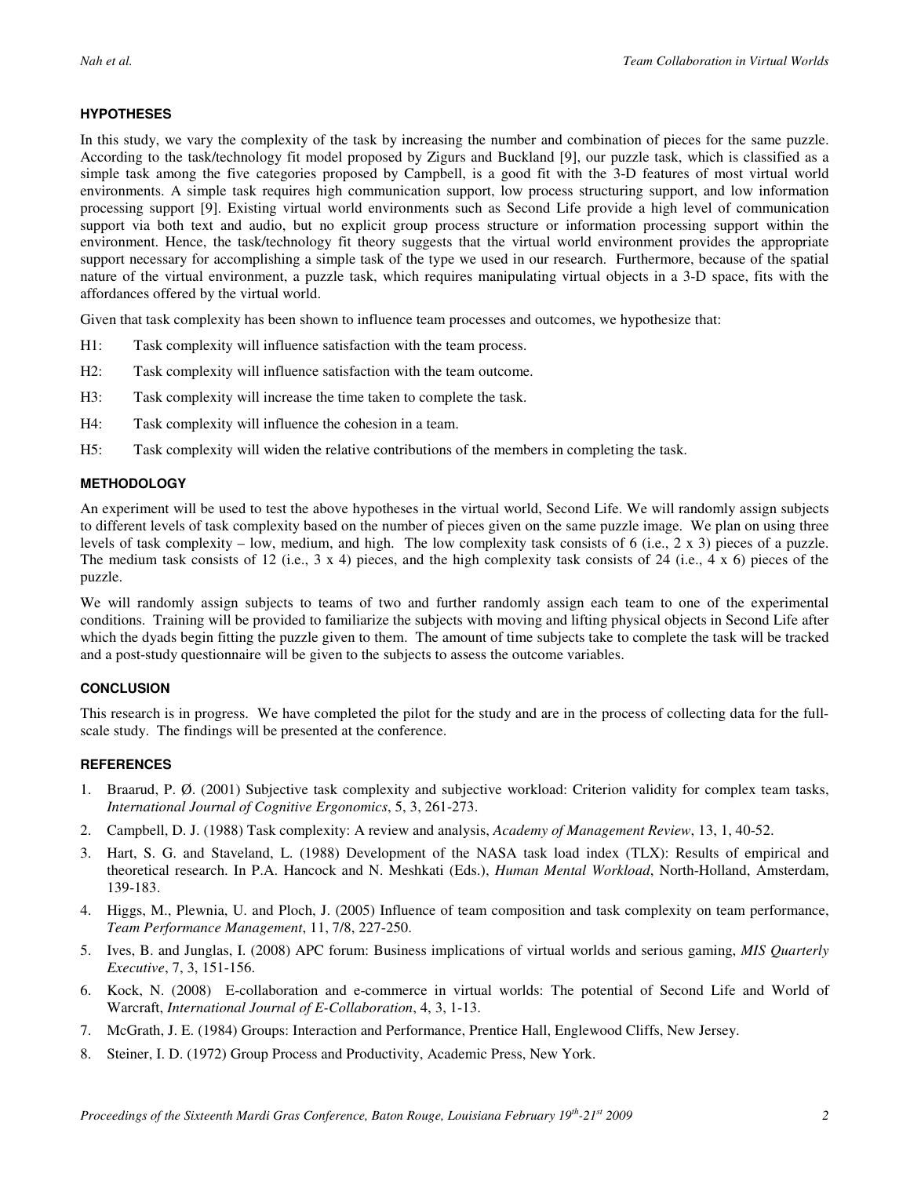## HYPOTHESES

In this study, we vary the complexity of the task by increasing the number and combination of pieces for the same puzzle. According to the task/technology fit model proposed by Zigurs and Buckland [9], our puzzle task, which is classified as a simple task among the five categories proposed by Campbell, is a good fit with the 3-D features of most virtual world environments. A simple task requires high communication support, low process structuring support, and low information processing support [9]. Existing virtual world environments such as Second Life provide a high level of communication support via both text and audio, but no explicit group process structure or information processing support within the environment. Hence, the task/technology fit theory suggests that the virtual world environment provides the appropriate support necessary for accomplishing a simple task of the type we used in our research. Furthermore, because of the spatial nature of the virtual environment, a puzzle task, which requires manipulating virtual objects in a 3-D space, fits with the affordances offered by the virtual world.

Given that task complexity has been shown to influence team processes and outcomes, we hypothesize that:

H1: Task complexity will influence satisfaction with the team process.

H2: Task complexity will influence satisfaction with the team outcome.

H3: Task complexity will increase the time taken to complete the task.

H4: Task complexity will influence the cohesion in a team.

H5: Task complexity will widen the relative contributions of the members in completing the task.

## METHODOLOGY

An experiment will be used to test the above hypotheses in the virtual world, Second Life. We will randomly assign subjects to different levels of task complexity based on the number of pieces given on the same puzzle image. We plan on using three levels of task complexity – low, medium, and high. The low complexity task consists of 6 (i.e., 2 x 3) pieces of a puzzle. The medium task consists of 12 (i.e., 3 x 4) pieces, and the high complexity task consists of 24 (i.e., 4 x 6) pieces of the puzzle.

We will randomly assign subjects to teams of two and further randomly assign each team to one of the experimental conditions. Training will be provided to familiarize the subjects with moving and lifting physical objects in Second Life after which the dyads begin fitting the puzzle given to them. The amount of time subjects take to complete the task will be tracked and a post-study questionnaire will be given to the subjects to assess the outcome variables.

## CONCLUSION

This research is in progress. We have completed the pilot for the study and are in the process of collecting data for the full-scale study. The findings will be presented at the conference.

## REFERENCES

1. Braarud, P. Ø. (2001) Subjective task complexity and subjective workload: Criterion validity for complex team tasks, *International Journal of Cognitive Ergonomics*, 5, 3, 261-273.
2. Campbell, D. J. (1988) Task complexity: A review and analysis, *Academy of Management Review*, 13, 1, 40-52.
3. Hart, S. G. and Staveland, L. (1988) Development of the NASA task load index (TLX): Results of empirical and theoretical research. In P.A. Hancock and N. Meshkati (Eds.), *Human Mental Workload*, North-Holland, Amsterdam, 139-183.
4. Higgs, M., Plewnia, U. and Ploch, J. (2005) Influence of team composition and task complexity on team performance, *Team Performance Management*, 11, 7/8, 227-250.
5. Ives, B. and Junglas, I. (2008) APC forum: Business implications of virtual worlds and serious gaming, *MIS Quarterly Executive*, 7, 3, 151-156.
6. Kock, N. (2008) E-collaboration and e-commerce in virtual worlds: The potential of Second Life and World of Warcraft, *International Journal of E-Collaboration*, 4, 3, 1-13.
7. McGrath, J. E. (1984) Groups: Interaction and Performance, Prentice Hall, Englewood Cliffs, New Jersey.
8. Steiner, I. D. (1972) Group Process and Productivity, Academic Press, New York.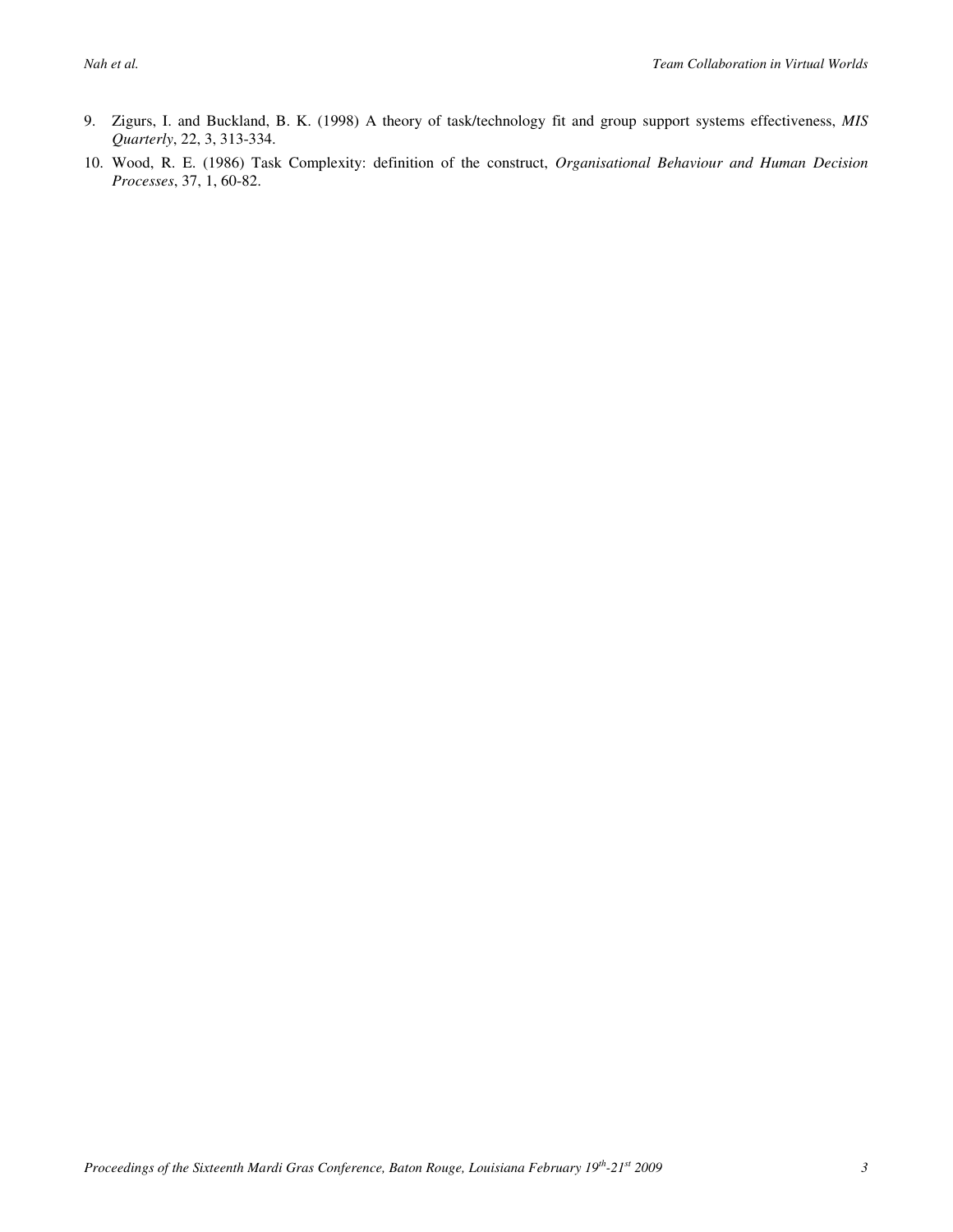9. Zigurs, I. and Buckland, B. K. (1998) A theory of task/technology fit and group support systems effectiveness, *MIS Quarterly*, 22, 3, 313-334.
10. Wood, R. E. (1986) Task Complexity: definition of the construct, *Organisational Behaviour and Human Decision Processes*, 37, 1, 60-82.